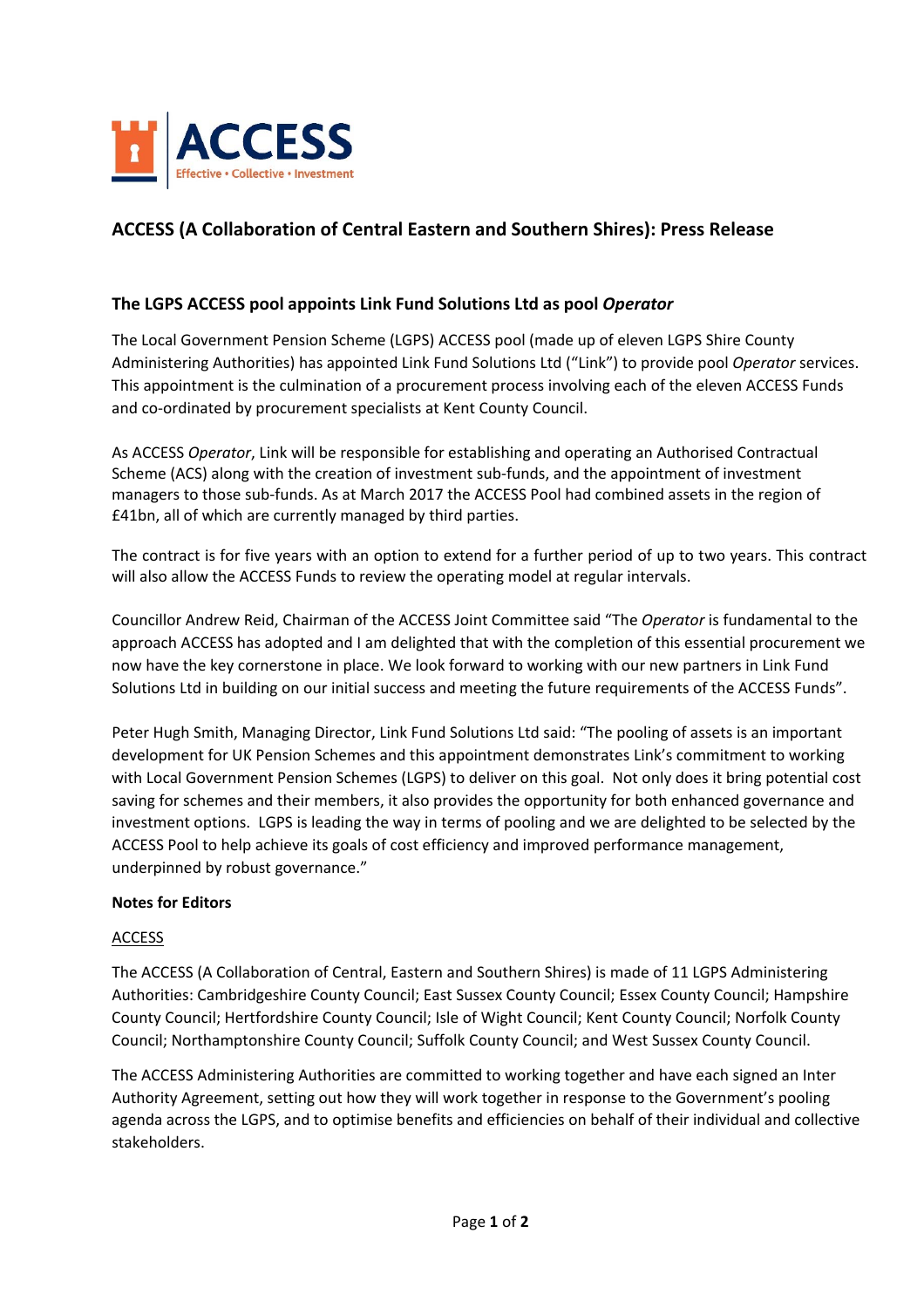ACCESS

Effective • Collective • Investment

## ACCESS (A Collaboration of Central Eastern and Southern Shires): Press Release

### The LGPS ACCESS pool appoints Link Fund Solutions Ltd as pool *Operator*

The Local Government Pension Scheme (LGPS) ACCESS pool (made up of eleven LGPS Shire County Administering Authorities) has appointed Link Fund Solutions Ltd ("Link") to provide pool *Operator* services. This appointment is the culmination of a procurement process involving each of the eleven ACCESS Funds and co-ordinated by procurement specialists at Kent County Council.

As ACCESS *Operator*, Link will be responsible for establishing and operating an Authorised Contractual Scheme (ACS) along with the creation of investment sub-funds, and the appointment of investment managers to those sub-funds. As at March 2017 the ACCESS Pool had combined assets in the region of £41bn, all of which are currently managed by third parties.

The contract is for five years with an option to extend for a further period of up to two years. This contract will also allow the ACCESS Funds to review the operating model at regular intervals.

Councillor Andrew Reid, Chairman of the ACCESS Joint Committee said "The *Operator* is fundamental to the approach ACCESS has adopted and I am delighted that with the completion of this essential procurement we now have the key cornerstone in place. We look forward to working with our new partners in Link Fund Solutions Ltd in building on our initial success and meeting the future requirements of the ACCESS Funds".

Peter Hugh Smith, Managing Director, Link Fund Solutions Ltd said: "The pooling of assets is an important development for UK Pension Schemes and this appointment demonstrates Link's commitment to working with Local Government Pension Schemes (LGPS) to deliver on this goal. Not only does it bring potential cost saving for schemes and their members, it also provides the opportunity for both enhanced governance and investment options. LGPS is leading the way in terms of pooling and we are delighted to be selected by the ACCESS Pool to help achieve its goals of cost efficiency and improved performance management, underpinned by robust governance."

**Notes for Editors**

ACCESS

The ACCESS (A Collaboration of Central, Eastern and Southern Shires) is made of 11 LGPS Administering Authorities: Cambridgeshire County Council; East Sussex County Council; Essex County Council; Hampshire County Council; Hertfordshire County Council; Isle of Wight Council; Kent County Council; Norfolk County Council; Northamptonshire County Council; Suffolk County Council; and West Sussex County Council.

The ACCESS Administering Authorities are committed to working together and have each signed an Inter Authority Agreement, setting out how they will work together in response to the Government's pooling agenda across the LGPS, and to optimise benefits and efficiencies on behalf of their individual and collective stakeholders.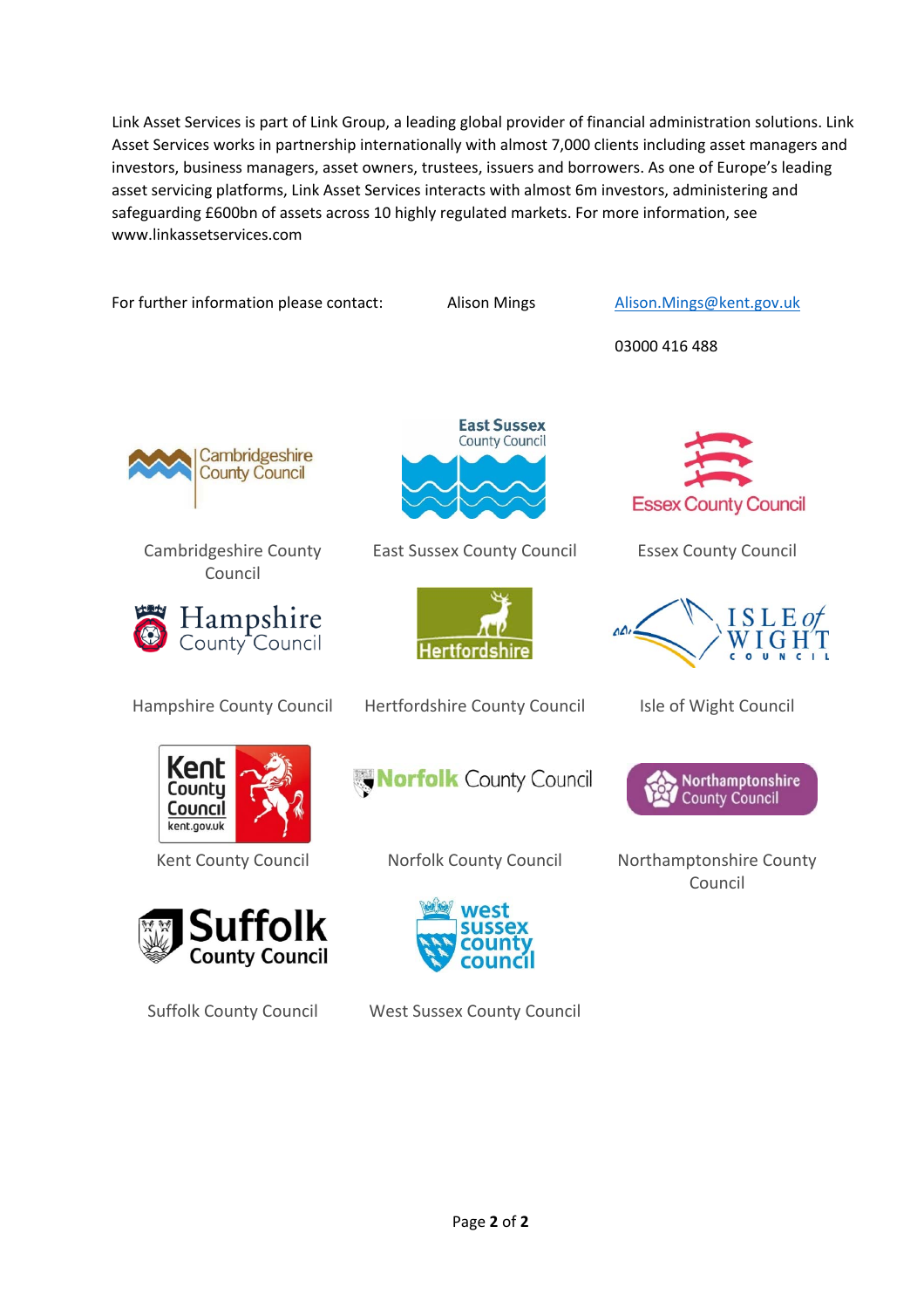Link Asset Services is part of Link Group, a leading global provider of financial administration solutions. Link Asset Services works in partnership internationally with almost 7,000 clients including asset managers and investors, business managers, asset owners, trustees, issuers and borrowers. As one of Europe's leading asset servicing platforms, Link Asset Services interacts with almost 6m investors, administering and safeguarding £600bn of assets across 10 highly regulated markets. For more information, see www.linkassetservices.com

For further information please contact: Alison Mings Alison.Mings@kent.gov.uk

03000 416 488

Cambridgeshire County Council

East Sussex County Council

Essex County Council

Hampshire County Council

Hertfordshire County Council

Isle of Wight Council

Kent County Council

Norfolk County Council

Northamptonshire County Council

Suffolk County Council

West Sussex County Council